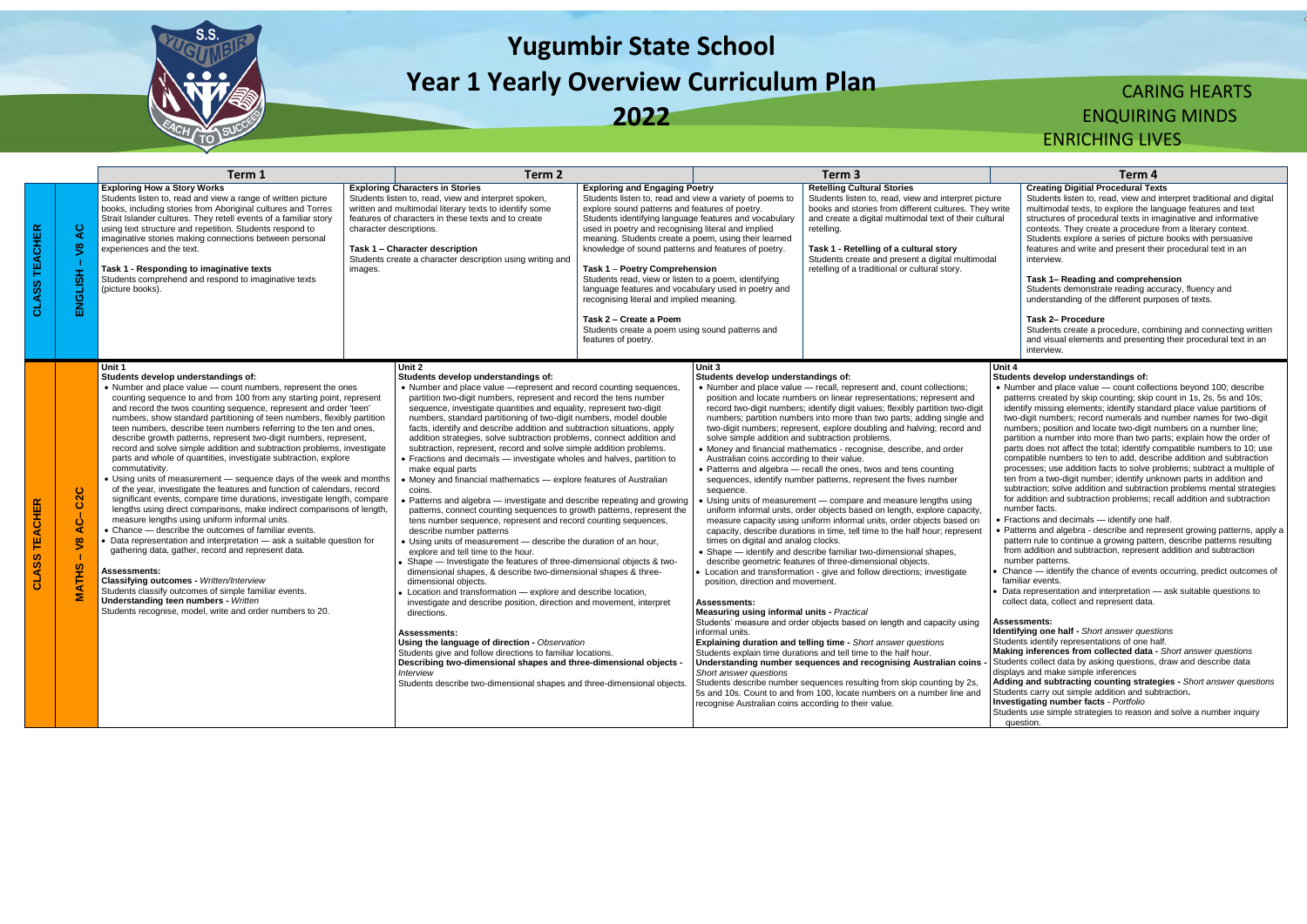# Yugumbir State School
# Year 1 Yearly Overview Curriculum Plan
# 2022

CARING HEARTS
ENQUIRING MINDS
ENRICHING LIVES

| | | Term 1 | Term 2 | Term 3 | Term 4 |
|---|---|---|---|---|---|
| CLASS TEACHER | ENGLISH – V8 AC | **Exploring How a Story Works**<br>Students listen to, read and view a range of written picture books, including stories from Aboriginal cultures and Torres Strait Islander cultures. They retell events of a familiar story using text structure and repetition. Students respond to imaginative stories making connections between personal experiences and the text.<br><br>**Task 1 - Responding to imaginative texts**<br>Students comprehend and respond to imaginative texts (picture books). | **Exploring Characters in Stories**<br>Students listen to, read, view and interpret spoken, written and multimodal literary texts to identify some features of characters in these texts and to create character descriptions.<br><br>**Task 1 – Character description**<br>Students create a character description using writing and images.<br><br>**Exploring and Engaging Poetry**<br>Students listen to, read and view a variety of poems to explore sound patterns and features of poetry. Students identifying language features and vocabulary used in poetry and recognising literal and implied meaning. Students create a poem, using their learned knowledge of sound patterns and features of poetry.<br><br>**Task 1 – Poetry Comprehension**<br>Students read, view or listen to a poem, identifying language features and vocabulary used in poetry and recognising literal and implied meaning.<br><br>**Task 2 – Create a Poem**<br>Students create a poem using sound patterns and features of poetry. | **Retelling Cultural Stories**<br>Students listen to, read, view and interpret picture books and stories from different cultures. They write and create a digital multimodal text of their cultural retelling.<br><br>**Task 1 - Retelling of a cultural story**<br>Students create and present a digital multimodal retelling of a traditional or cultural story. | **Creating Digitial Procedural Texts**<br>Students listen to, read, view and interpret traditional and digital multimodal texts, to explore the language features and text structures of procedural texts in imaginative and informative contexts. They create a procedure from a literary context. Students explore a series of picture books with persuasive features and write and present their procedural text in an interview.<br><br>**Task 1– Reading and comprehension**<br>Students demonstrate reading accuracy, fluency and understanding of the different purposes of texts.<br><br>**Task 2– Procedure**<br>Students create a procedure, combining and connecting written and visual elements and presenting their procedural text in an interview. |
| CLASS TEACHER | MATHS – V8 AC– C2C | **Unit 1**<br>**Students develop understandings of:**<br>• Number and place value — count numbers, represent the ones counting sequence to and from 100 from any starting point, represent and record the twos counting sequence, represent and order 'teen' numbers, show standard partitioning of teen numbers, flexibly partition teen numbers, describe teen numbers referring to the ten and ones, describe growth patterns, represent two-digit numbers, represent, record and solve simple addition and subtraction problems, investigate parts and whole of quantities, investigate subtraction, explore commutativity.<br>• Using units of measurement — sequence days of the week and months of the year, investigate the features and function of calendars, record significant events, compare time durations, investigate length, compare lengths using direct comparisons, make indirect comparisons of length, measure lengths using uniform informal units.<br>• Chance — describe the outcomes of familiar events.<br>• Data representation and interpretation — ask a suitable question for gathering data, gather, record and represent data.<br><br>**Assessments:**<br>**Classifying outcomes** - *Written/Interview*<br>Students classify outcomes of simple familiar events.<br>**Understanding teen numbers** - *Written*<br>Students recognise, model, write and order numbers to 20. | **Unit 2**<br>**Students develop understandings of:**<br>• Number and place value —represent and record counting sequences, partition two-digit numbers, represent and record the tens number sequence, investigate quantities and equality, represent two-digit numbers, standard partitioning of two-digit numbers, model double facts, identify and describe addition and subtraction situations, apply addition strategies, solve subtraction problems, connect addition and subtraction, represent, record and solve simple addition problems.<br>• Fractions and decimals — investigate wholes and halves, partition to make equal parts<br>• Money and financial mathematics — explore features of Australian coins.<br>• Patterns and algebra — investigate and describe repeating and growing patterns, connect counting sequences to growth patterns, represent the tens number sequence, represent and record counting sequences, describe number patterns<br>• Using units of measurement — describe the duration of an hour, explore and tell time to the hour.<br>• Shape — Investigate the features of three-dimensional objects & two-dimensional shapes, & describe two-dimensional shapes & three-dimensional objects.<br>• Location and transformation — explore and describe location, investigate and describe position, direction and movement, interpret directions.<br><br>**Assessments:**<br>**Using the language of direction** - *Observation*<br>Students give and follow directions to familiar locations.<br>**Describing two-dimensional shapes and three-dimensional objects** - *Interview*<br>Students describe two-dimensional shapes and three-dimensional objects. | **Unit 3**<br>**Students develop understandings of:**<br>• Number and place value — recall, represent and, count collections; position and locate numbers on linear representations; represent and record two-digit numbers; identify digit values; flexibly partition two-digit numbers; partition numbers into more than two parts; adding single and two-digit numbers; represent, explore doubling and halving; record and solve simple addition and subtraction problems.<br>• Money and financial mathematics - recognise, describe, and order Australian coins according to their value.<br>• Patterns and algebra — recall the ones, twos and tens counting sequences, identify number patterns, represent the fives number sequence.<br>• Using units of measurement — compare and measure lengths using uniform informal units, order objects based on length, explore capacity, measure capacity using uniform informal units, order objects based on capacity, describe durations in time, tell time to the half hour; represent times on digital and analog clocks.<br>• Shape — identify and describe familiar two-dimensional shapes, describe geometric features of three-dimensional objects.<br>• Location and transformation - give and follow directions; investigate position, direction and movement.<br><br>**Assessments:**<br>**Measuring using informal units** - *Practical*<br>Students' measure and order objects based on length and capacity using informal units.<br>**Explaining duration and telling time** - *Short answer questions*<br>Students explain time durations and tell time to the half hour.<br>**Understanding number sequences and recognising Australian coins** - *Short answer questions*<br>Students describe number sequences resulting from skip counting by 2s, 5s and 10s. Count to and from 100, locate numbers on a number line and recognise Australian coins according to their value. | **Unit 4**<br>**Students develop understandings of:**<br>• Number and place value — count collections beyond 100; describe patterns created by skip counting; skip count in 1s, 2s, 5s and 10s; identify missing elements; identify standard place value partitions of two-digit numbers; record numerals and number names for two-digit numbers; position and locate two-digit numbers on a number line; partition a number into more than two parts; explain how the order of parts does not affect the total; identify compatible numbers to 10; use compatible numbers to ten to add, describe addition and subtraction processes; use addition facts to solve problems; subtract a multiple of ten from a two-digit number; identify unknown parts in addition and subtraction; solve addition and subtraction problems mental strategies for addition and subtraction problems; recall addition and subtraction number facts.<br>• Fractions and decimals — identify one half.<br>• Patterns and algebra - describe and represent growing patterns, apply a pattern rule to continue a growing pattern, describe patterns resulting from addition and subtraction, represent addition and subtraction number patterns.<br>• Chance — identify the chance of events occurring, predict outcomes of familiar events.<br>• Data representation and interpretation — ask suitable questions to collect data, collect and represent data.<br><br>**Assessments:**<br>**Identifying one half** - *Short answer questions*<br>Students identify representations of one half.<br>**Making inferences from collected data** - *Short answer questions*<br>Students collect data by asking questions, draw and describe data displays and make simple inferences<br>**Adding and subtracting counting strategies** - *Short answer questions*<br>Students carry out simple addition and subtraction.<br>**Investigating number facts** - *Portfolio*<br>Students use simple strategies to reason and solve a number inquiry question. |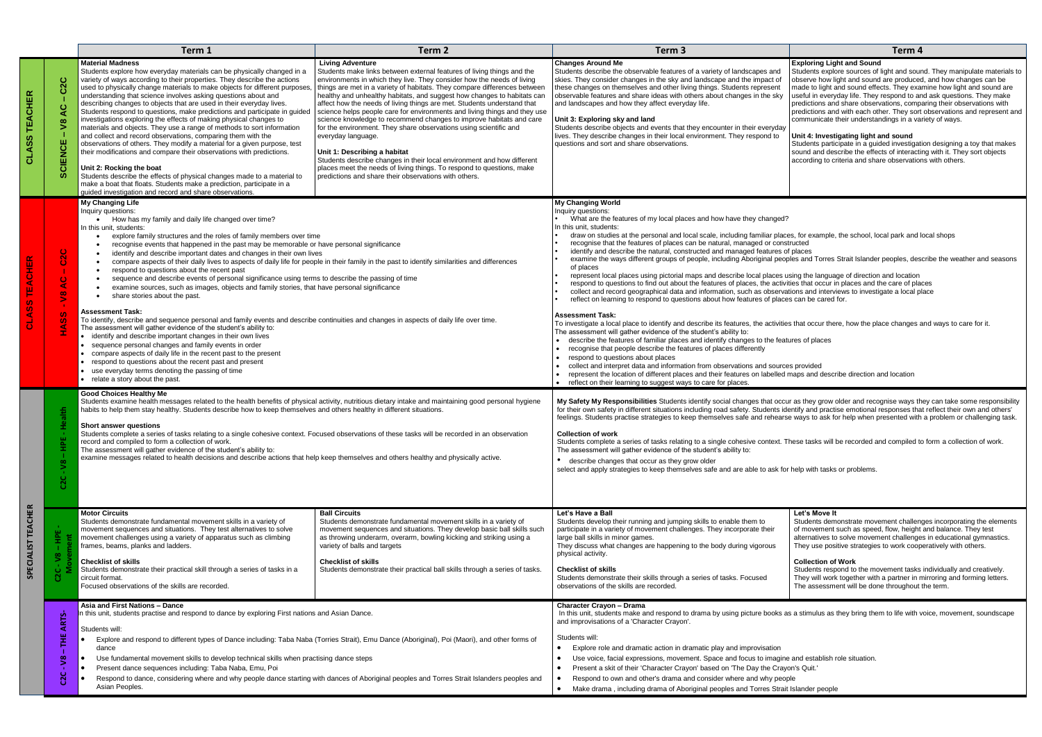| | | Term 1 | Term 2 | Term 3 | Term 4 |
|---|---|---|---|---|---|
| CLASS TEACHER | SCIENCE - V8 AC – C2C | **Material Madness**<br>Students explore how everyday materials can be physically changed in a variety of ways according to their properties. They describe the actions used to physically change materials to make objects for different purposes, understanding that science involves asking questions about and describing changes to objects that are used in their everyday lives. Students respond to questions, make predictions and participate in guided investigations exploring the effects of making physical changes to materials and objects. They use a range of methods to sort information and collect and record observations, comparing them with the observations of others. They modify a material for a given purpose, test their modifications and compare their observations with predictions.<br><br>**Unit 2: Rocking the boat**<br>Students describe the effects of physical changes made to a material to make a boat that floats. Students make a prediction, participate in a guided investigation and record and share observations. | **Living Adventure**<br>Students make links between external features of living things and the environments in which they live. They consider how the needs of living things are met in a variety of habitats. They compare differences between healthy and unhealthy habitats, and suggest how changes to habitats can affect how the needs of living things are met. Students understand that science helps people care for environments and living things and they use science knowledge to recommend changes to improve habitats and care for the environment. They share observations using scientific and everyday language.<br><br>**Unit 1: Describing a habitat**<br>Students describe changes in their local environment and how different places meet the needs of living things. To respond to questions, make predictions and share their observations with others. | **Changes Around Me**<br>Students describe the observable features of a variety of landscapes and skies. They consider changes in the sky and landscape and the impact of these changes on themselves and other living things. Students represent observable features and share ideas with others about changes in the sky and landscapes and how they affect everyday life.<br><br>**Unit 3: Exploring sky and land**<br>Students describe objects and events that they encounter in their everyday lives. They describe changes in their local environment. They respond to questions and sort and share observations. | **Exploring Light and Sound**<br>Students explore sources of light and sound. They manipulate materials to observe how light and sound are produced, and how changes can be made to light and sound effects. They examine how light and sound are useful in everyday life. They respond to and ask questions. They make predictions and share observations, comparing their observations with predictions and with each other. They sort observations and represent and communicate their understandings in a variety of ways.<br><br>**Unit 4: Investigating light and sound**<br>Students participate in a guided investigation designing a toy that makes sound and describe the effects of interacting with it. They sort objects according to criteria and share observations with others. |
| CLASS TEACHER | HASS - V8 AC – C2C | **My Changing Life**<br>Inquiry questions:<br>• How has my family and daily life changed over time?<br>In this unit, students:<br>• explore family structures and the roles of family members over time<br>• recognise events that happened in the past may be memorable or have personal significance<br>• identify and describe important dates and changes in their own lives<br>• compare aspects of their daily lives to aspects of daily life for people in their family in the past to identify similarities and differences<br>• respond to questions about the recent past<br>• sequence and describe events of personal significance using terms to describe the passing of time<br>• examine sources, such as images, objects and family stories, that have personal significance<br>• share stories about the past.<br><br>**Assessment Task:**<br>To identify, describe and sequence personal and family events and describe continuities and changes in aspects of daily life over time.<br>The assessment will gather evidence of the student's ability to:<br>• identify and describe important changes in their own lives<br>• sequence personal changes and family events in order<br>• compare aspects of daily life in the recent past to the present<br>• respond to questions about the recent past and present<br>• use everyday terms denoting the passing of time<br>• relate a story about the past. | | **My Changing World**<br>Inquiry questions:<br>• What are the features of my local places and how have they changed?<br>In this unit, students:<br>• draw on studies at the personal and local scale, including familiar places, for example, the school, local park and local shops<br>• recognise that the features of places can be natural, managed or constructed<br>• identify and describe the natural, constructed and managed features of places<br>• examine the ways different groups of people, including Aboriginal peoples and Torres Strait Islander peoples, describe the weather and seasons of places<br>• represent local places using pictorial maps and describe local places using the language of direction and location<br>• respond to questions to find out about the features of places, the activities that occur in places and the care of places<br>• collect and record geographical data and information, such as observations and interviews to investigate a local place<br>• reflect on learning to respond to questions about how features of places can be cared for.<br><br>**Assessment Task:**<br>To investigate a local place to identify and describe its features, the activities that occur there, how the place changes and ways to care for it.<br>The assessment will gather evidence of the student's ability to:<br>• describe the features of familiar places and identify changes to the features of places<br>• recognise that people describe the features of places differently<br>• respond to questions about places<br>• collect and interpret data and information from observations and sources provided<br>• represent the location of different places and their features on labelled maps and describe direction and location<br>• reflect on their learning to suggest ways to care for places. | |
| SPECIALIST TEACHER | C2C - V8 – HPE - Health | **Good Choices Healthy Me**<br>Students examine health messages related to the health benefits of physical activity, nutritious dietary intake and maintaining good personal hygiene habits to help them stay healthy. Students describe how to keep themselves and others healthy in different situations.<br><br>**Short answer questions**<br>Students complete a series of tasks relating to a single cohesive context. Focused observations of these tasks will be recorded in an observation record and compiled to form a collection of work.<br>The assessment will gather evidence of the student's ability to:<br>examine messages related to health decisions and describe actions that help keep themselves and others healthy and physically active. | | **My Safety My Responsibilities** Students identify social changes that occur as they grow older and recognise ways they can take some responsibility for their own safety in different situations including road safety. Students identify and practise emotional responses that reflect their own and others' feelings. Students practise strategies to keep themselves safe and rehearse ways to ask for help when presented with a problem or challenging task.<br><br>**Collection of work**<br>Students complete a series of tasks relating to a single cohesive context. These tasks will be recorded and compiled to form a collection of work.<br>The assessment will gather evidence of the student's ability to:<br>• describe changes that occur as they grow older<br>select and apply strategies to keep themselves safe and are able to ask for help with tasks or problems. | |
| SPECIALIST TEACHER | C2C - V8 – HPE - Movement | **Motor Circuits**<br>Students demonstrate fundamental movement skills in a variety of movement sequences and situations. They test alternatives to solve movement challenges using a variety of apparatus such as climbing frames, beams, planks and ladders.<br><br>**Checklist of skills**<br>Students demonstrate their practical skill through a series of tasks in a circuit format.<br>Focused observations of the skills are recorded. | **Ball Circuits**<br>Students demonstrate fundamental movement skills in a variety of movement sequences and situations. They develop basic ball skills such as throwing underarm, overarm, bowling kicking and striking using a variety of balls and targets<br><br>**Checklist of skills**<br>Students demonstrate their practical ball skills through a series of tasks. | **Let's Have a Ball**<br>Students develop their running and jumping skills to enable them to participate in a variety of movement challenges. They incorporate their large ball skills in minor games.<br>They discuss what changes are happening to the body during vigorous physical activity.<br><br>**Checklist of skills**<br>Students demonstrate their skills through a series of tasks. Focused observations of the skills are recorded. | **Let's Move It**<br>Students demonstrate movement challenges incorporating the elements of movement such as speed, flow, height and balance. They test alternatives to solve movement challenges in educational gymnastics. They use positive strategies to work cooperatively with others.<br><br>**Collection of Work**<br>Students respond to the movement tasks individually and creatively. They will work together with a partner in mirroring and forming letters. The assessment will be done throughout the term. |
| SPECIALIST TEACHER | C2C - V8 – THE ARTS- | **Asia and First Nations – Dance**<br>In this unit, students practise and respond to dance by exploring First nations and Asian Dance.<br><br>Students will:<br>• Explore and respond to different types of Dance including: Taba Naba (Torries Strait), Emu Dance (Aboriginal), Poi (Maori), and other forms of dance<br>• Use fundamental movement skills to develop technical skills when practising dance steps<br>• Present dance sequences including: Taba Naba, Emu, Poi<br>• Respond to dance, considering where and why people dance starting with dances of Aboriginal peoples and Torres Strait Islanders peoples and Asian Peoples. | | **Character Crayon – Drama**<br>In this unit, students make and respond to drama by using picture books as a stimulus as they bring them to life with voice, movement, soundscape and improvisations of a 'Character Crayon'.<br><br>Students will:<br>• Explore role and dramatic action in dramatic play and improvisation<br>• Use voice, facial expressions, movement. Space and focus to imagine and establish role situation.<br>• Present a skit of their 'Character Crayon' based on 'The Day the Crayon's Quit.'<br>• Respond to own and other's drama and consider where and why people<br>• Make drama , including drama of Aboriginal peoples and Torres Strait Islander people | |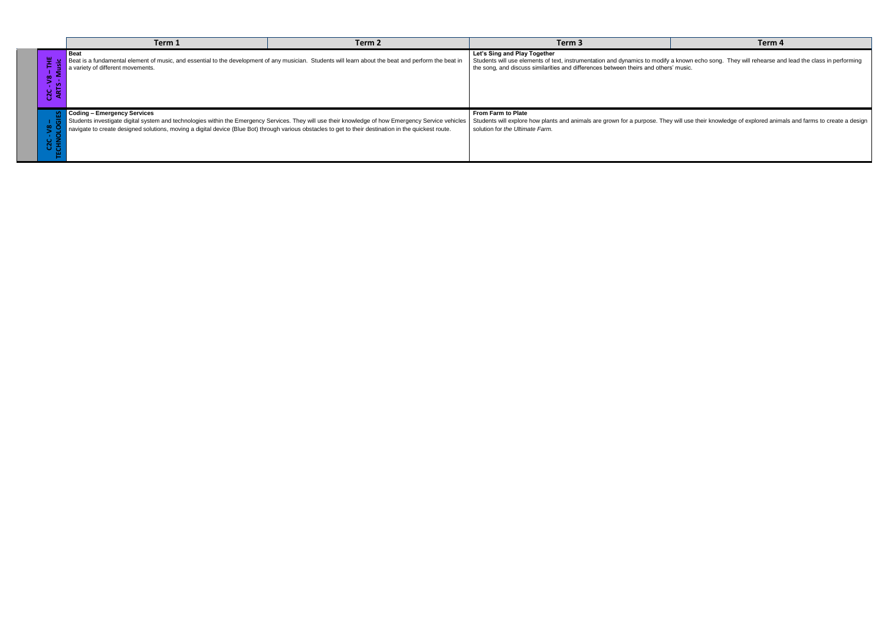| | Term 1 | Term 2 | Term 3 | Term 4 |
|---|---|---|---|---|
| C2C - V8 – THE ARTS - Music | **Beat**<br>Beat is a fundamental element of music, and essential to the development of any musician. Students will learn about the beat and perform the beat in a variety of different movements. | | **Let's Sing and Play Together**<br>Students will use elements of text, instrumentation and dynamics to modify a known echo song. They will rehearse and lead the class in performing the song, and discuss similarities and differences between theirs and others' music. | |
| C2C - V8 – TECHNOLOGIES | **Coding – Emergency Services**<br>Students investigate digital system and technologies within the Emergency Services. They will use their knowledge of how Emergency Service vehicles navigate to create designed solutions, moving a digital device (Blue Bot) through various obstacles to get to their destination in the quickest route. | | **From Farm to Plate**<br>Students will explore how plants and animals are grown for a purpose. They will use their knowledge of explored animals and farms to create a design solution for *the Ultimate Farm.* | |